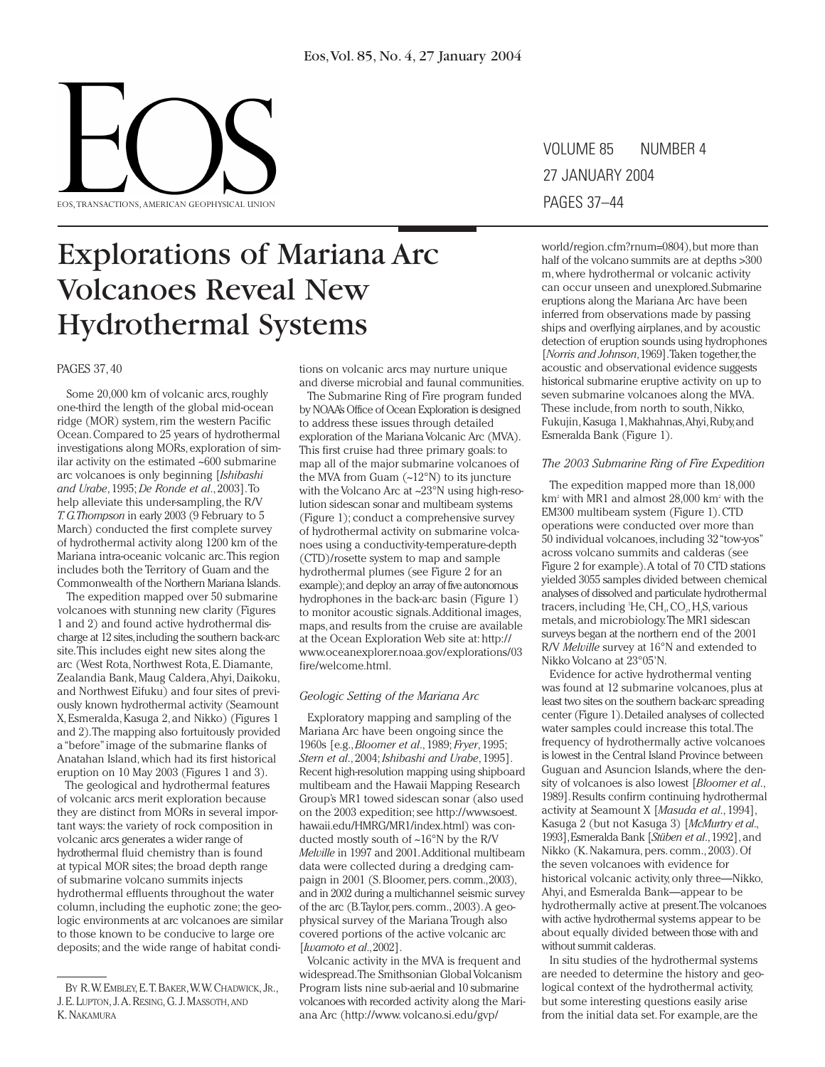# Explorations of Mariana Arc Volcanoes Reveal New Hydrothermal Systems

PAGES 37, 40

Some 20,000 km of volcanic arcs, roughly one-third the length of the global mid-ocean ridge (MOR) system, rim the western Pacific Ocean. Compared to 25 years of hydrothermal investigations along MORs, exploration of similar activity on the estimated ~600 submarine arc volcanoes is only beginning [*Ishibashi and Urabe*, 1995; *De Ronde et al.*, 2003]. To help alleviate this under-sampling, the R/V *T. G. Thompson* in early 2003 (9 February to 5 March) conducted the first complete survey of hydrothermal activity along 1200 km of the Mariana intra-oceanic volcanic arc. This region includes both the Territory of Guam and the Commonwealth of the Northern Mariana Islands.

The expedition mapped over 50 submarine volcanoes with stunning new clarity (Figures 1 and 2) and found active hydrothermal discharge at 12 sites, including the southern back-arc site. This includes eight new sites along the arc (West Rota, Northwest Rota, E. Diamante, Zealandia Bank, Maug Caldera, Ahyi, Daikoku, and Northwest Eifuku) and four sites of previously known hydrothermal activity (Seamount X, Esmeralda, Kasuga 2, and Nikko) (Figures 1 and 2). The mapping also fortuitously provided a "before" image of the submarine flanks of Anatahan Island, which had its first historical eruption on 10 May 2003 (Figures 1 and 3).

The geological and hydrothermal features of volcanic arcs merit exploration because they are distinct from MORs in several important ways: the variety of rock composition in volcanic arcs generates a wider range of hydrothermal fluid chemistry than is found at typical MOR sites; the broad depth range of submarine volcano summits injects hydrothermal effluents throughout the water column, including the euphotic zone; the geologic environments at arc volcanoes are similar to those known to be conducive to large ore deposits; and the wide range of habitat conditions on volcanic arcs may nurture unique and diverse microbial and faunal communities.

The Submarine Ring of Fire program funded by NOAA's Office of Ocean Exploration is designed to address these issues through detailed exploration of the Mariana Volcanic Arc (MVA). This first cruise had three primary goals: to map all of the major submarine volcanoes of the MVA from Guam (~12°N) to its juncture with the Volcano Arc at ~23°N using high-resolution sidescan sonar and multibeam systems (Figure 1); conduct a comprehensive survey of hydrothermal activity on submarine volcanoes using a conductivity-temperature-depth (CTD)/rosette system to map and sample hydrothermal plumes (see Figure 2 for an example); and deploy an array of five autonomous hydrophones in the back-arc basin (Figure 1) to monitor acoustic signals. Additional images, maps, and results from the cruise are available at the Ocean Exploration Web site at: http://www.oceanexplorer.noaa.gov/explorations/03fire/welcome.html.

### Geologic Setting of the Mariana Arc

Exploratory mapping and sampling of the Mariana Arc have been ongoing since the 1960s [e.g., *Bloomer et al.*, 1989; *Fryer*, 1995; *Stern et al.*, 2004; *Ishibashi and Urabe*, 1995]. Recent high-resolution mapping using shipboard multibeam and the Hawaii Mapping Research Group's MR1 towed sidescan sonar (also used on the 2003 expedition; see http://www.soest.hawaii.edu/HMRG/MR1/index.html) was conducted mostly south of ~16°N by the R/V *Melville* in 1997 and 2001. Additional multibeam data were collected during a dredging campaign in 2001 (S. Bloomer, pers. comm., 2003), and in 2002 during a multichannel seismic survey of the arc (B. Taylor, pers. comm., 2003). A geophysical survey of the Mariana Trough also covered portions of the active volcanic arc [*Iwamoto et al.*, 2002].

Volcanic activity in the MVA is frequent and widespread. The Smithsonian Global Volcanism Program lists nine sub-aerial and 10 submarine volcanoes with recorded activity along the Mariana Arc (http://www.volcano.si.edu/gvp/world/region.cfm?rnum=0804), but more than half of the volcano summits are at depths >300 m, where hydrothermal or volcanic activity can occur unseen and unexplored. Submarine eruptions along the Mariana Arc have been inferred from observations made by passing ships and overflying airplanes, and by acoustic detection of eruption sounds using hydrophones [*Norris and Johnson*, 1969]. Taken together, the acoustic and observational evidence suggests historical submarine eruptive activity on up to seven submarine volcanoes along the MVA. These include, from north to south, Nikko, Fukujin, Kasuga 1, Makhahnas, Ahyi, Ruby, and Esmeralda Bank (Figure 1).

### The 2003 Submarine Ring of Fire Expedition

The expedition mapped more than 18,000 km² with MR1 and almost 28,000 km² with the EM300 multibeam system (Figure 1). CTD operations were conducted over more than 50 individual volcanoes, including 32 "tow-yos" across volcano summits and calderas (see Figure 2 for example). A total of 70 CTD stations yielded 3055 samples divided between chemical analyses of dissolved and particulate hydrothermal tracers, including $^3He$, $CH_4$, $CO_2$, $H_2S$, various metals, and microbiology. The MR1 sidescan surveys began at the northern end of the 2001 R/V *Melville* survey at 16°N and extended to Nikko Volcano at 23°05'N.

Evidence for active hydrothermal venting was found at 12 submarine volcanoes, plus at least two sites on the southern back-arc spreading center (Figure 1). Detailed analyses of collected water samples could increase this total. The frequency of hydrothermally active volcanoes is lowest in the Central Island Province between Guguan and Asuncion Islands, where the density of volcanoes is also lowest [*Bloomer et al.*, 1989]. Results confirm continuing hydrothermal activity at Seamount X [*Masuda et al.*, 1994], Kasuga 2 (but not Kasuga 3) [*McMurtry et al.*, 1993], Esmeralda Bank [*Stüben et al.*, 1992], and Nikko (K. Nakamura, pers. comm., 2003). Of the seven volcanoes with evidence for historical volcanic activity, only three—Nikko, Ahyi, and Esmeralda Bank—appear to be hydrothermally active at present. The volcanoes with active hydrothermal systems appear to be about equally divided between those with and without summit calderas.

In situ studies of the hydrothermal systems are needed to determine the history and geological context of the hydrothermal activity, but some interesting questions easily arise from the initial data set. For example, are the

BY R. W. EMBLEY, E. T. BAKER, W. W. CHADWICK, JR., J. E. LUPTON, J. A. RESING, G. J. MASSOTH, AND K. NAKAMURA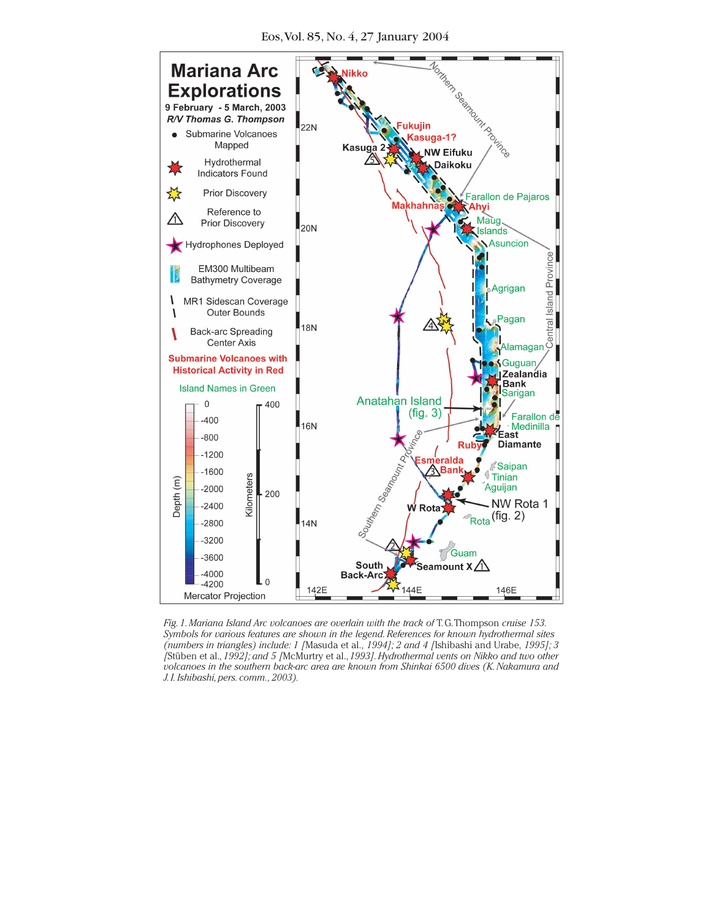*Fig. 1. Mariana Island Arc volcanoes are overlain with the track of* T. G. Thompson *cruise 153. Symbols for various features are shown in the legend. References for known hydrothermal sites (numbers in triangles) include: 1 [*Masuda et al.*, 1994]; 2 and 4 [*Ishibashi and Urabe*, 1995]; 3 [*Stüben et al.*, 1992]; and 5 [*McMurtry et al.*, 1993]. Hydrothermal vents on Nikko and two other volcanoes in the southern back-arc area are known from Shinkai 6500 dives (K. Nakamura and J. I. Ishibashi, pers. comm., 2003).*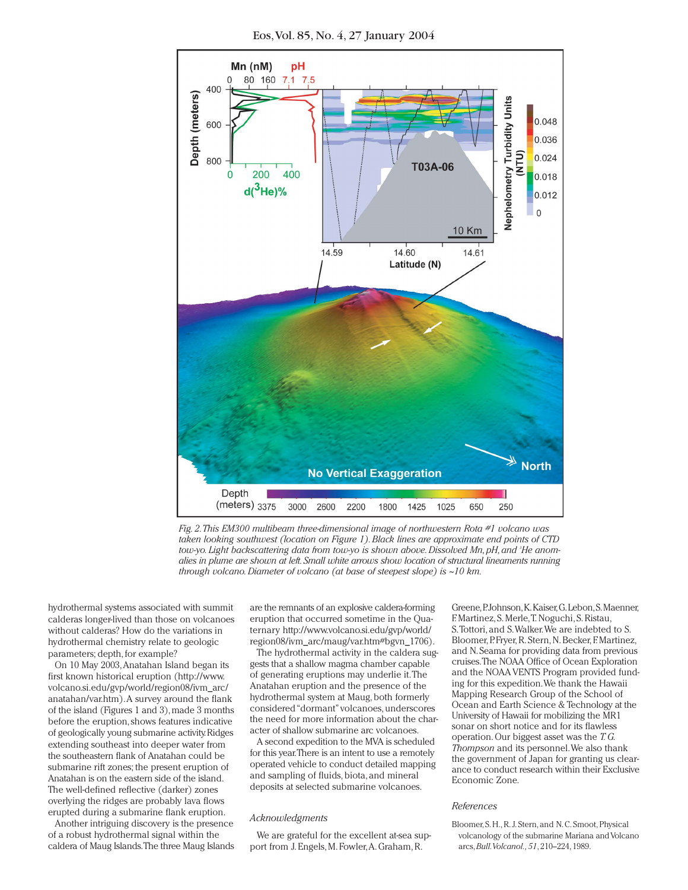Fig. 2. This EM300 multibeam three-dimensional image of northwestern Rota #1 volcano was taken looking southwest (location on Figure 1). Black lines are approximate end points of CTD tow-yo. Light backscattering data from tow-yo is shown above. Dissolved Mn, pH, and $^3$He anomalies in plume are shown at left. Small white arrows show location of structural lineaments running through volcano. Diameter of volcano (at base of steepest slope) is ~10 km.

hydrothermal systems associated with summit calderas longer-lived than those on volcanoes without calderas? How do the variations in hydrothermal chemistry relate to geologic parameters; depth, for example?

On 10 May 2003, Anatahan Island began its first known historical eruption (http://www.volcano.si.edu/gvp/world/region08/ivm_arc/anatahan/var.htm). A survey around the flank of the island (Figures 1 and 3), made 3 months before the eruption, shows features indicative of geologically young submarine activity. Ridges extending southeast into deeper water from the southeastern flank of Anatahan could be submarine rift zones; the present eruption of Anatahan is on the eastern side of the island. The well-defined reflective (darker) zones overlying the ridges are probably lava flows erupted during a submarine flank eruption.

Another intriguing discovery is the presence of a robust hydrothermal signal within the caldera of Maug Islands. The three Maug Islands are the remnants of an explosive caldera-forming eruption that occurred sometime in the Quaternary http://www.volcano.si.edu/gvp/world/region08/ivm_arc/maug/var.htm#bgvn_1706).

The hydrothermal activity in the caldera suggests that a shallow magma chamber capable of generating eruptions may underlie it. The Anatahan eruption and the presence of the hydrothermal system at Maug, both formerly considered "dormant" volcanoes, underscores the need for more information about the character of shallow submarine arc volcanoes.

A second expedition to the MVA is scheduled for this year. There is an intent to use a remotely operated vehicle to conduct detailed mapping and sampling of fluids, biota, and mineral deposits at selected submarine volcanoes.

## Acknowledgments

We are grateful for the excellent at-sea support from J. Engels, M. Fowler, A. Graham, R. Greene, P. Johnson, K. Kaiser, G. Lebon, S. Maenner, F. Martinez, S. Merle, T. Noguchi, S. Ristau, S. Tottori, and S. Walker. We are indebted to S. Bloomer, P. Fryer, R. Stern, N. Becker, F. Martinez, and N. Seama for providing data from previous cruises. The NOAA Office of Ocean Exploration and the NOAA VENTS Program provided funding for this expedition. We thank the Hawaii Mapping Research Group of the School of Ocean and Earth Science & Technology at the University of Hawaii for mobilizing the MR1 sonar on short notice and for its flawless operation. Our biggest asset was the *T. G. Thompson* and its personnel. We also thank the government of Japan for granting us clearance to conduct research within their Exclusive Economic Zone.

## References

Bloomer, S. H., R. J. Stern, and N. C. Smoot, Physical volcanology of the submarine Mariana and Volcano arcs, *Bull. Volcanol.*, *51*, 210–224, 1989.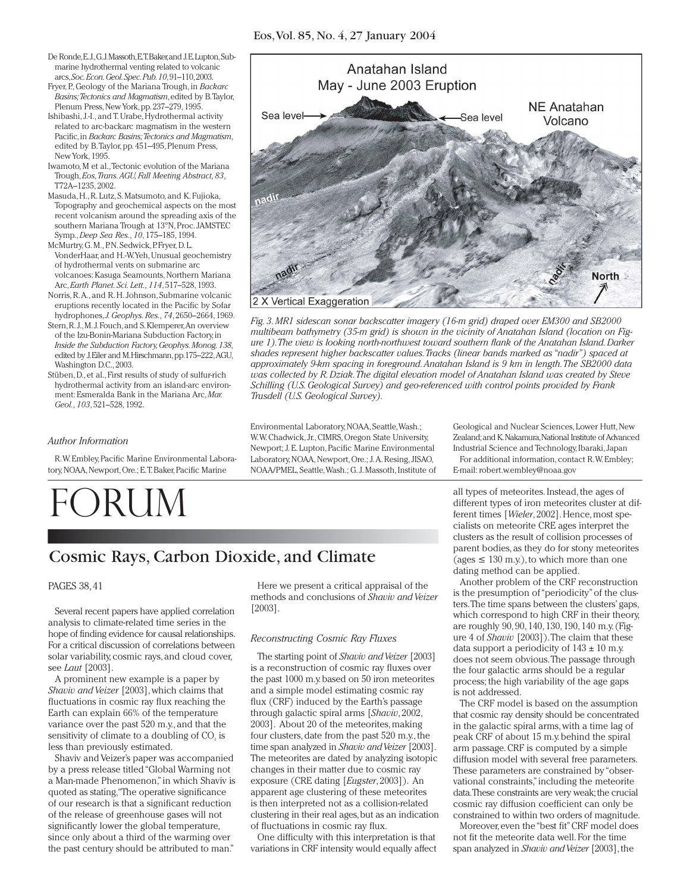De Ronde, E.J., G.J. Massoth, E.T. Baker, and J.E. Lupton, Submarine hydrothermal venting related to volcanic arcs, *Soc. Econ. Geol. Spec. Pub. 10*, 91–110, 2003.

Fryer, P., Geology of the Mariana Trough, in *Backarc Basins; Tectonics and Magmatism*, edited by B. Taylor, Plenum Press, New York, pp. 237–279, 1995.

Ishibashi, J.-I., and T. Urabe, Hydrothermal activity related to arc-backarc magmatism in the western Pacific, in *Backarc Basins; Tectonics and Magmatism*, edited by B. Taylor, pp. 451–495, Plenum Press, New York, 1995.

Iwamoto, M et al., Tectonic evolution of the Mariana Trough, *Eos, Trans. AGU, Fall Meeting Abstract, 83*, T72A–1235, 2002.

Masuda, H., R. Lutz, S. Matsumoto, and K. Fujioka, Topography and geochemical aspects on the most recent volcanism around the spreading axis of the southern Mariana Trough at 13°N, Proc. JAMSTEC Symp., *Deep Sea Res., 10*, 175–185, 1994.

McMurtry, G. M., P.N. Sedwick, P. Fryer, D. L. VonderHaar, and H.-W. Yeh, Unusual geochemistry of hydrothermal vents on submarine arc volcanoes: Kasuga Seamounts, Northern Mariana Arc, *Earth Planet. Sci. Lett., 114*, 517–528, 1993.

Norris, R. A., and R. H. Johnson, Submarine volcanic eruptions recently located in the Pacific by Sofar hydrophones, *J. Geophys. Res., 74*, 2650–2664, 1969.

Stern, R. J., M. J. Fouch, and S. Klemperer, An overview of the Izu-Bonin-Mariana Subduction Factory, in *Inside the Subduction Factory, Geophys. Monog. 138*, edited by J. Eiler and M. Hirschmann, pp. 175–222, AGU, Washington D.C., 2003.

Stüben, D., et al., First results of study of sulfur-rich hydrothermal activity from an island-arc environment: Esmeralda Bank in the Mariana Arc, *Mar. Geol., 103*, 521–528, 1992.

Anatahan Island
May - June 2003 Eruption
Sea level
Sea level
NE Anatahan Volcano
nadir
nadir
nadir
North
2 X Vertical Exaggeration

*Fig. 3. MR1 sidescan sonar backscatter imagery (16-m grid) draped over EM300 and SB2000 multibeam bathymetry (35-m grid) is shown in the vicinity of Anatahan Island (location on Figure 1). The view is looking north-northwest toward southern flank of the Anatahan Island. Darker shades represent higher backscatter values. Tracks (linear bands marked as "nadir") spaced at approximately 9-km spacing in foreground. Anatahan Island is 9 km in length. The SB2000 data was collected by R. Dziak. The digital elevation model of Anatahan Island was created by Steve Schilling (U.S. Geological Survey) and geo-referenced with control points provided by Frank Trusdell (U.S. Geological Survey).*

### Author Information

R. W. Embley, Pacific Marine Environmental Laboratory, NOAA, Newport, Ore.; E. T. Baker, Pacific Marine Environmental Laboratory, NOAA, Seattle, Wash.; W. W. Chadwick, Jr., CIMRS, Oregon State University, Newport; J. E. Lupton, Pacific Marine Environmental Laboratory, NOAA, Newport, Ore.; J. A. Resing, JISAO, NOAA/PMEL, Seattle, Wash.; G. J. Massoth, Institute of Geological and Nuclear Sciences, Lower Hutt, New Zealand; and K. Nakamura, National Institute of Advanced Industrial Science and Technology, Ibaraki, Japan

For additional information, contact R. W. Embley; E-mail: robert.w.embley@noaa.gov

# FORUM

## Cosmic Rays, Carbon Dioxide, and Climate

PAGES 38, 41

Several recent papers have applied correlation analysis to climate-related time series in the hope of finding evidence for causal relationships. For a critical discussion of correlations between solar variability, cosmic rays, and cloud cover, see *Laut* [2003].

A prominent new example is a paper by *Shaviv and Veizer* [2003], which claims that fluctuations in cosmic ray flux reaching the Earth can explain 66% of the temperature variance over the past 520 m.y., and that the sensitivity of climate to a doubling of $CO_2$ is less than previously estimated.

Shaviv and Veizer's paper was accompanied by a press release titled "Global Warming not a Man-made Phenomenon," in which Shaviv is quoted as stating, "The operative significance of our research is that a significant reduction of the release of greenhouse gases will not significantly lower the global temperature, since only about a third of the warming over the past century should be attributed to man."

Here we present a critical appraisal of the methods and conclusions of *Shaviv and Veizer* [2003].

### *Reconstructing Cosmic Ray Fluxes*

The starting point of *Shaviv and Veizer* [2003] is a reconstruction of cosmic ray fluxes over the past 1000 m.y. based on 50 iron meteorites and a simple model estimating cosmic ray flux (CRF) induced by the Earth's passage through galactic spiral arms [*Shaviv*, 2002, 2003]. About 20 of the meteorites, making four clusters, date from the past 520 m.y., the time span analyzed in *Shaviv and Veizer* [2003]. The meteorites are dated by analyzing isotopic changes in their matter due to cosmic ray exposure (CRE dating [*Eugster*, 2003]). An apparent age clustering of these meteorites is then interpreted not as a collision-related clustering in their real ages, but as an indication of fluctuations in cosmic ray flux.

One difficulty with this interpretation is that variations in CRF intensity would equally affect all types of meteorites. Instead, the ages of different types of iron meteorites cluster at different times [*Wieler*, 2002]. Hence, most specialists on meteorite CRE ages interpret the clusters as the result of collision processes of parent bodies, as they do for stony meteorites (ages ≤ 130 m.y.), to which more than one dating method can be applied.

Another problem of the CRF reconstruction is the presumption of "periodicity" of the clusters. The time spans between the clusters' gaps, which correspond to high CRF in their theory, are roughly 90, 90, 140, 130, 190, 140 m.y. (Figure 4 of *Shaviv* [2003]). The claim that these data support a periodicity of 143 ± 10 m.y. does not seem obvious. The passage through the four galactic arms should be a regular process; the high variability of the age gaps is not addressed.

The CRF model is based on the assumption that cosmic ray density should be concentrated in the galactic spiral arms, with a time lag of peak CRF of about 15 m.y. behind the spiral arm passage. CRF is computed by a simple diffusion model with several free parameters. These parameters are constrained by "observational constraints," including the meteorite data. These constraints are very weak; the crucial cosmic ray diffusion coefficient can only be constrained to within two orders of magnitude.

Moreover, even the "best fit" CRF model does not fit the meteorite data well. For the time span analyzed in *Shaviv and Veizer* [2003], the